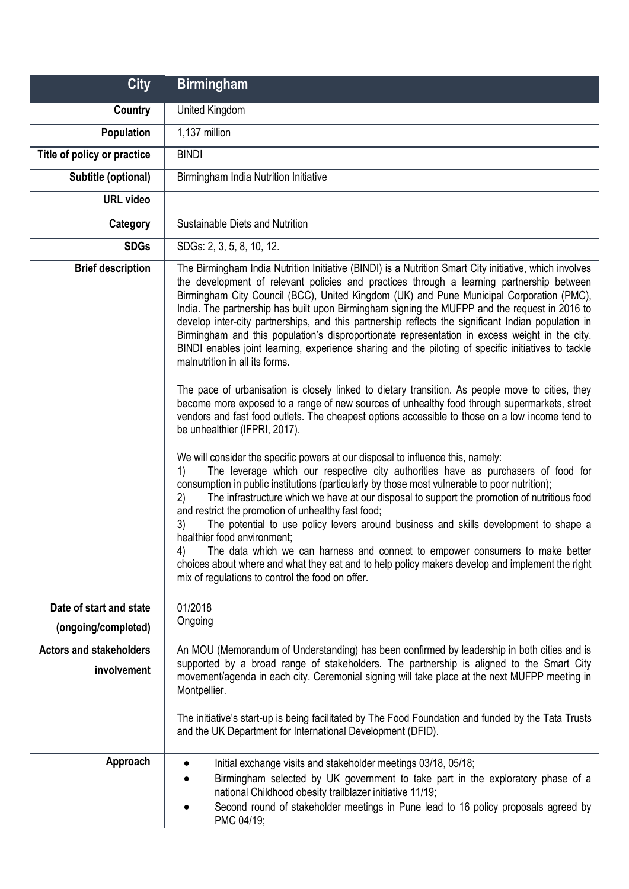| City | Birmingham |
| --- | --- |
| Country | United Kingdom |
| Population | 1,137 million |
| Title of policy or practice | BINDI |
| Subtitle (optional) | Birmingham India Nutrition Initiative |
| URL video | |
| Category | Sustainable Diets and Nutrition |
| SDGs | SDGs: 2, 3, 5, 8, 10, 12. |
| Brief description | The Birmingham India Nutrition Initiative (BINDI) is a Nutrition Smart City initiative, which involves the development of relevant policies and practices through a learning partnership between Birmingham City Council (BCC), United Kingdom (UK) and Pune Municipal Corporation (PMC), India. The partnership has built upon Birmingham signing the MUFPP and the request in 2016 to develop inter-city partnerships, and this partnership reflects the significant Indian population in Birmingham and this population's disproportionate representation in excess weight in the city. BINDI enables joint learning, experience sharing and the piloting of specific initiatives to tackle malnutrition in all its forms.<br><br>The pace of urbanisation is closely linked to dietary transition. As people move to cities, they become more exposed to a range of new sources of unhealthy food through supermarkets, street vendors and fast food outlets. The cheapest options accessible to those on a low income tend to be unhealthier (IFPRI, 2017).<br><br>We will consider the specific powers at our disposal to influence this, namely:<br>1) The leverage which our respective city authorities have as purchasers of food for consumption in public institutions (particularly by those most vulnerable to poor nutrition);<br>2) The infrastructure which we have at our disposal to support the promotion of nutritious food and restrict the promotion of unhealthy fast food;<br>3) The potential to use policy levers around business and skills development to shape a healthier food environment;<br>4) The data which we can harness and connect to empower consumers to make better choices about where and what they eat and to help policy makers develop and implement the right mix of regulations to control the food on offer. |
| Date of start and state (ongoing/completed) | 01/2018<br>Ongoing |
| Actors and stakeholders involvement | An MOU (Memorandum of Understanding) has been confirmed by leadership in both cities and is supported by a broad range of stakeholders. The partnership is aligned to the Smart City movement/agenda in each city. Ceremonial signing will take place at the next MUFPP meeting in Montpellier.<br><br>The initiative's start-up is being facilitated by The Food Foundation and funded by the Tata Trusts and the UK Department for International Development (DFID). |
| Approach | • Initial exchange visits and stakeholder meetings 03/18, 05/18;<br>• Birmingham selected by UK government to take part in the exploratory phase of a national Childhood obesity trailblazer initiative 11/19;<br>• Second round of stakeholder meetings in Pune lead to 16 policy proposals agreed by PMC 04/19; |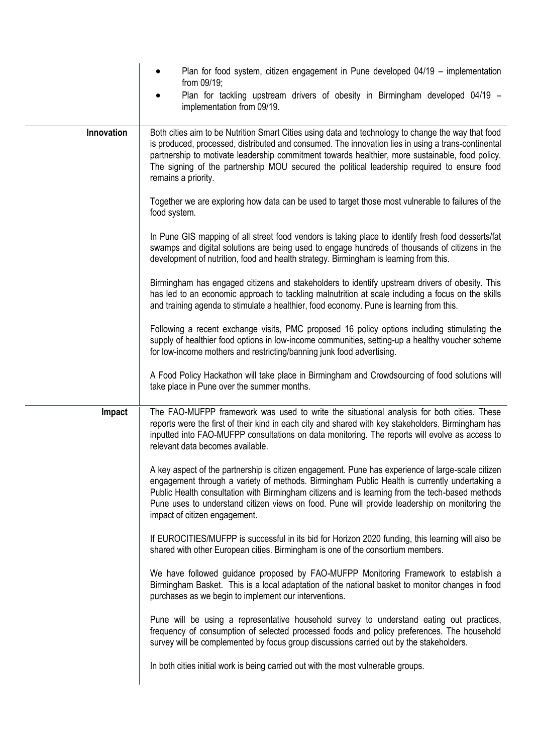| | |
|---|---|
| | • Plan for food system, citizen engagement in Pune developed 04/19 – implementation from 09/19;<br>• Plan for tackling upstream drivers of obesity in Birmingham developed 04/19 – implementation from 09/19. |
| **Innovation** | Both cities aim to be Nutrition Smart Cities using data and technology to change the way that food is produced, processed, distributed and consumed. The innovation lies in using a trans-continental partnership to motivate leadership commitment towards healthier, more sustainable, food policy. The signing of the partnership MOU secured the political leadership required to ensure food remains a priority.<br><br>Together we are exploring how data can be used to target those most vulnerable to failures of the food system.<br><br>In Pune GIS mapping of all street food vendors is taking place to identify fresh food desserts/fat swamps and digital solutions are being used to engage hundreds of thousands of citizens in the development of nutrition, food and health strategy. Birmingham is learning from this.<br><br>Birmingham has engaged citizens and stakeholders to identify upstream drivers of obesity. This has led to an economic approach to tackling malnutrition at scale including a focus on the skills and training agenda to stimulate a healthier, food economy. Pune is learning from this.<br><br>Following a recent exchange visits, PMC proposed 16 policy options including stimulating the supply of healthier food options in low-income communities, setting-up a healthy voucher scheme for low-income mothers and restricting/banning junk food advertising.<br><br>A Food Policy Hackathon will take place in Birmingham and Crowdsourcing of food solutions will take place in Pune over the summer months. |
| **Impact** | The FAO-MUFPP framework was used to write the situational analysis for both cities. These reports were the first of their kind in each city and shared with key stakeholders. Birmingham has inputted into FAO-MUFPP consultations on data monitoring. The reports will evolve as access to relevant data becomes available.<br><br>A key aspect of the partnership is citizen engagement. Pune has experience of large-scale citizen engagement through a variety of methods. Birmingham Public Health is currently undertaking a Public Health consultation with Birmingham citizens and is learning from the tech-based methods Pune uses to understand citizen views on food. Pune will provide leadership on monitoring the impact of citizen engagement.<br><br>If EUROCITIES/MUFPP is successful in its bid for Horizon 2020 funding, this learning will also be shared with other European cities. Birmingham is one of the consortium members.<br><br>We have followed guidance proposed by FAO-MUFPP Monitoring Framework to establish a Birmingham Basket. This is a local adaptation of the national basket to monitor changes in food purchases as we begin to implement our interventions.<br><br>Pune will be using a representative household survey to understand eating out practices, frequency of consumption of selected processed foods and policy preferences. The household survey will be complemented by focus group discussions carried out by the stakeholders.<br><br>In both cities initial work is being carried out with the most vulnerable groups. |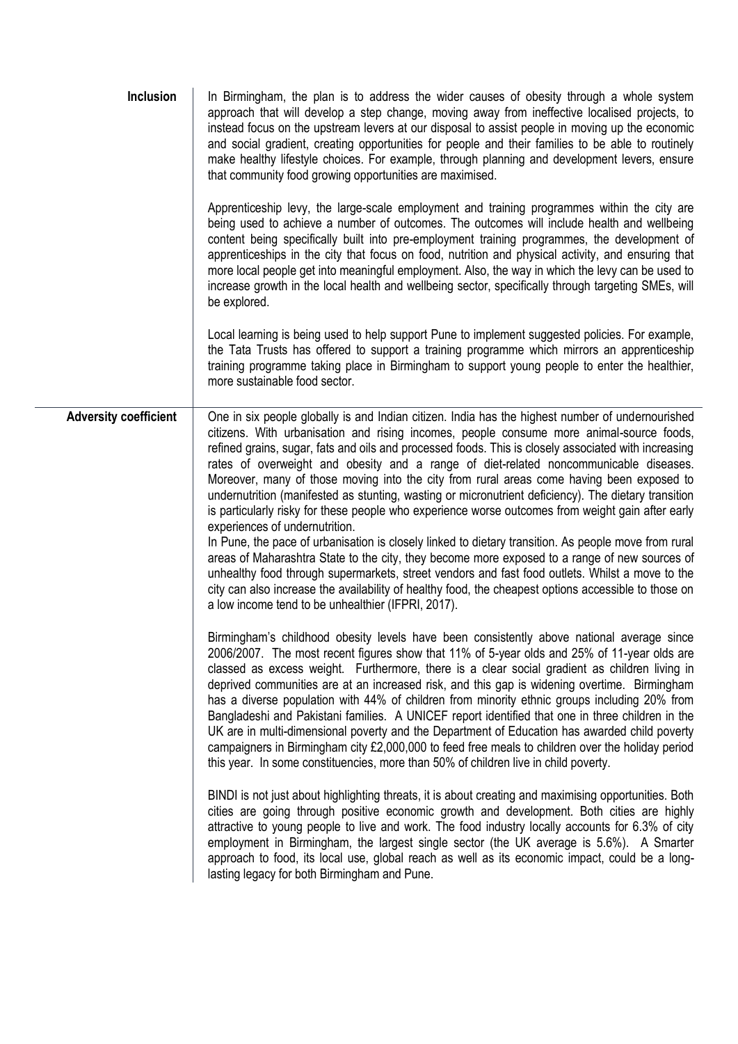| | |
|---|---|
| **Inclusion** | In Birmingham, the plan is to address the wider causes of obesity through a whole system approach that will develop a step change, moving away from ineffective localised projects, to instead focus on the upstream levers at our disposal to assist people in moving up the economic and social gradient, creating opportunities for people and their families to be able to routinely make healthy lifestyle choices. For example, through planning and development levers, ensure that community food growing opportunities are maximised.<br><br>Apprenticeship levy, the large-scale employment and training programmes within the city are being used to achieve a number of outcomes. The outcomes will include health and wellbeing content being specifically built into pre-employment training programmes, the development of apprenticeships in the city that focus on food, nutrition and physical activity, and ensuring that more local people get into meaningful employment. Also, the way in which the levy can be used to increase growth in the local health and wellbeing sector, specifically through targeting SMEs, will be explored.<br><br>Local learning is being used to help support Pune to implement suggested policies. For example, the Tata Trusts has offered to support a training programme which mirrors an apprenticeship training programme taking place in Birmingham to support young people to enter the healthier, more sustainable food sector. |
| **Adversity coefficient** | One in six people globally is and Indian citizen. India has the highest number of undernourished citizens. With urbanisation and rising incomes, people consume more animal-source foods, refined grains, sugar, fats and oils and processed foods. This is closely associated with increasing rates of overweight and obesity and a range of diet-related noncommunicable diseases. Moreover, many of those moving into the city from rural areas come having been exposed to undernutrition (manifested as stunting, wasting or micronutrient deficiency). The dietary transition is particularly risky for these people who experience worse outcomes from weight gain after early experiences of undernutrition.<br>In Pune, the pace of urbanisation is closely linked to dietary transition. As people move from rural areas of Maharashtra State to the city, they become more exposed to a range of new sources of unhealthy food through supermarkets, street vendors and fast food outlets. Whilst a move to the city can also increase the availability of healthy food, the cheapest options accessible to those on a low income tend to be unhealthier (IFPRI, 2017).<br><br>Birmingham's childhood obesity levels have been consistently above national average since 2006/2007. The most recent figures show that 11% of 5-year olds and 25% of 11-year olds are classed as excess weight. Furthermore, there is a clear social gradient as children living in deprived communities are at an increased risk, and this gap is widening overtime. Birmingham has a diverse population with 44% of children from minority ethnic groups including 20% from Bangladeshi and Pakistani families. A UNICEF report identified that one in three children in the UK are in multi-dimensional poverty and the Department of Education has awarded child poverty campaigners in Birmingham city £2,000,000 to feed free meals to children over the holiday period this year. In some constituencies, more than 50% of children live in child poverty.<br><br>BINDI is not just about highlighting threats, it is about creating and maximising opportunities. Both cities are going through positive economic growth and development. Both cities are highly attractive to young people to live and work. The food industry locally accounts for 6.3% of city employment in Birmingham, the largest single sector (the UK average is 5.6%). A Smarter approach to food, its local use, global reach as well as its economic impact, could be a long-lasting legacy for both Birmingham and Pune. |